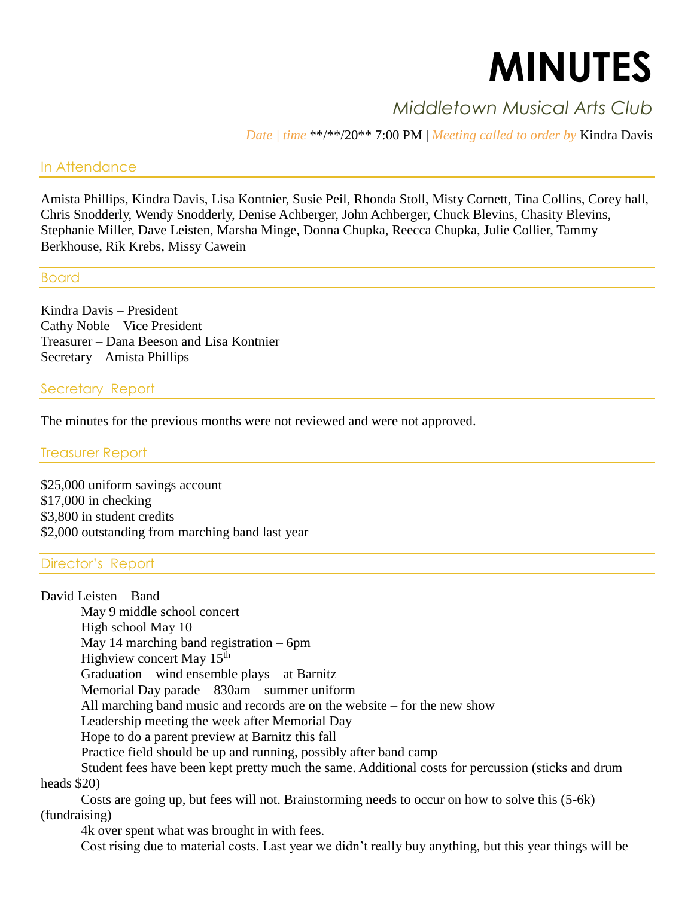# MINUTES

*Middletown Musical Arts Club*

*Date | time* \*\*/\*\*/20\*\* 7:00 PM | *Meeting called to order by* Kindra Davis

## In Attendance

Amista Phillips, Kindra Davis, Lisa Kontnier, Susie Peil, Rhonda Stoll, Misty Cornett, Tina Collins, Corey hall, Chris Snodderly, Wendy Snodderly, Denise Achberger, John Achberger, Chuck Blevins, Chasity Blevins, Stephanie Miller, Dave Leisten, Marsha Minge, Donna Chupka, Reecca Chupka, Julie Collier, Tammy Berkhouse, Rik Krebs, Missy Cawein

## Board

Kindra Davis – President
Cathy Noble – Vice President
Treasurer – Dana Beeson and Lisa Kontnier
Secretary – Amista Phillips

## Secretary Report

The minutes for the previous months were not reviewed and were not approved.

## Treasurer Report

$25,000 uniform savings account
$17,000 in checking
$3,800 in student credits
$2,000 outstanding from marching band last year

## Director's Report

David Leisten – Band

- May 9 middle school concert
- High school May 10
- May 14 marching band registration – 6pm
- Highview concert May 15th
- Graduation – wind ensemble plays – at Barnitz
- Memorial Day parade – 830am – summer uniform
- All marching band music and records are on the website – for the new show
- Leadership meeting the week after Memorial Day
- Hope to do a parent preview at Barnitz this fall
- Practice field should be up and running, possibly after band camp
- Student fees have been kept pretty much the same. Additional costs for percussion (sticks and drum heads $20)
- Costs are going up, but fees will not. Brainstorming needs to occur on how to solve this (5-6k) (fundraising)
- 4k over spent what was brought in with fees.
- Cost rising due to material costs. Last year we didn't really buy anything, but this year things will be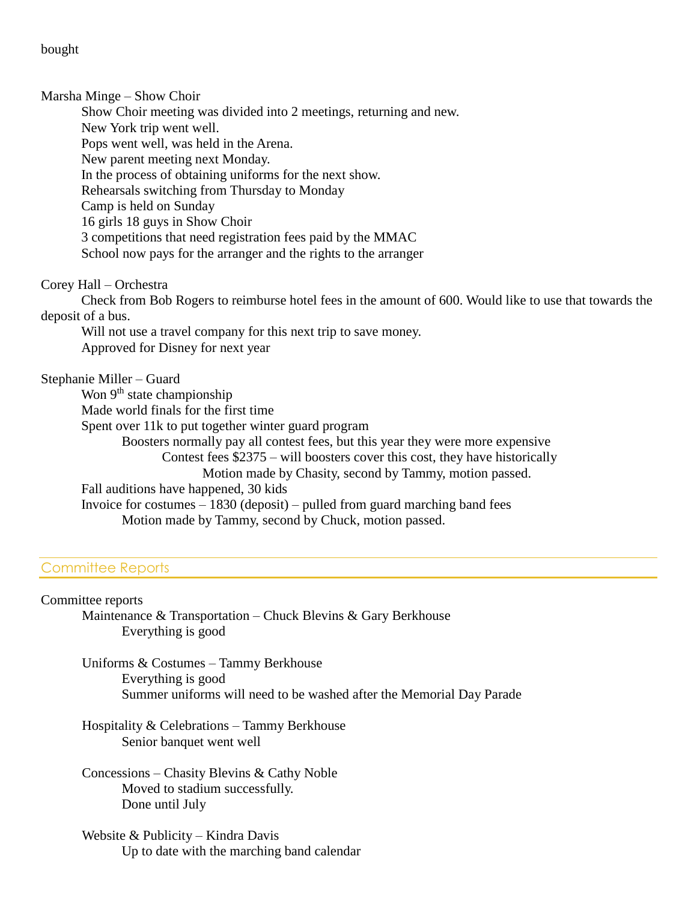bought

Marsha Minge – Show Choir

- Show Choir meeting was divided into 2 meetings, returning and new.
- New York trip went well.
- Pops went well, was held in the Arena.
- New parent meeting next Monday.
- In the process of obtaining uniforms for the next show.
- Rehearsals switching from Thursday to Monday
- Camp is held on Sunday
- 16 girls 18 guys in Show Choir
- 3 competitions that need registration fees paid by the MMAC
- School now pays for the arranger and the rights to the arranger

Corey Hall – Orchestra

- Check from Bob Rogers to reimburse hotel fees in the amount of 600. Would like to use that towards the deposit of a bus.
- Will not use a travel company for this next trip to save money.
- Approved for Disney for next year

Stephanie Miller – Guard

- Won 9th state championship
- Made world finals for the first time
- Spent over 11k to put together winter guard program
  - Boosters normally pay all contest fees, but this year they were more expensive
    - Contest fees $2375 – will boosters cover this cost, they have historically
      - Motion made by Chasity, second by Tammy, motion passed.
- Fall auditions have happened, 30 kids
- Invoice for costumes – 1830 (deposit) – pulled from guard marching band fees
  - Motion made by Tammy, second by Chuck, motion passed.

## Committee Reports

Committee reports

- Maintenance & Transportation – Chuck Blevins & Gary Berkhouse
  - Everything is good
- Uniforms & Costumes – Tammy Berkhouse
  - Everything is good
  - Summer uniforms will need to be washed after the Memorial Day Parade
- Hospitality & Celebrations – Tammy Berkhouse
  - Senior banquet went well
- Concessions – Chasity Blevins & Cathy Noble
  - Moved to stadium successfully.
  - Done until July
- Website & Publicity – Kindra Davis
  - Up to date with the marching band calendar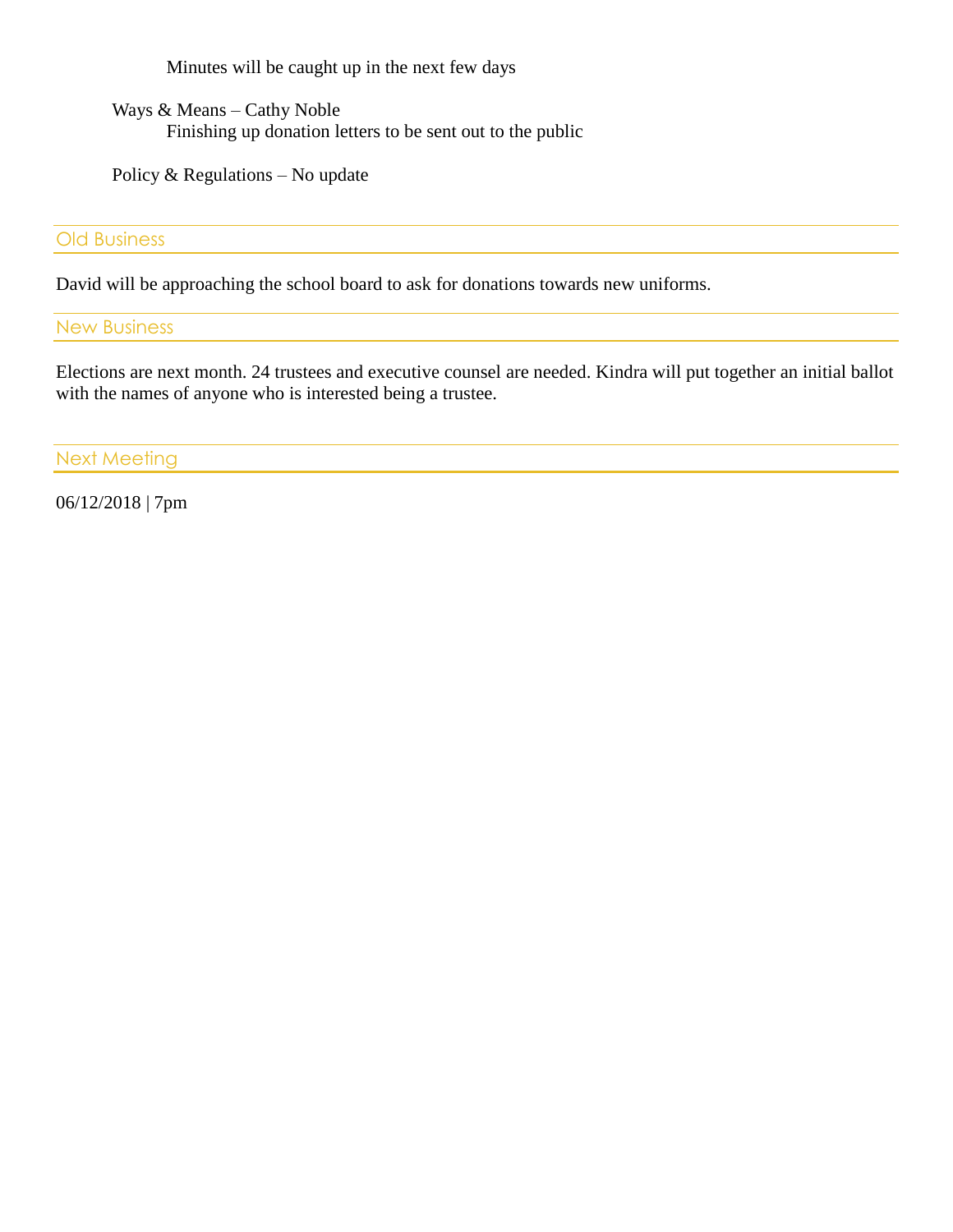Minutes will be caught up in the next few days

Ways & Means – Cathy Noble
Finishing up donation letters to be sent out to the public

Policy & Regulations – No update

## Old Business

David will be approaching the school board to ask for donations towards new uniforms.

## New Business

Elections are next month. 24 trustees and executive counsel are needed. Kindra will put together an initial ballot with the names of anyone who is interested being a trustee.

## Next Meeting

06/12/2018 | 7pm